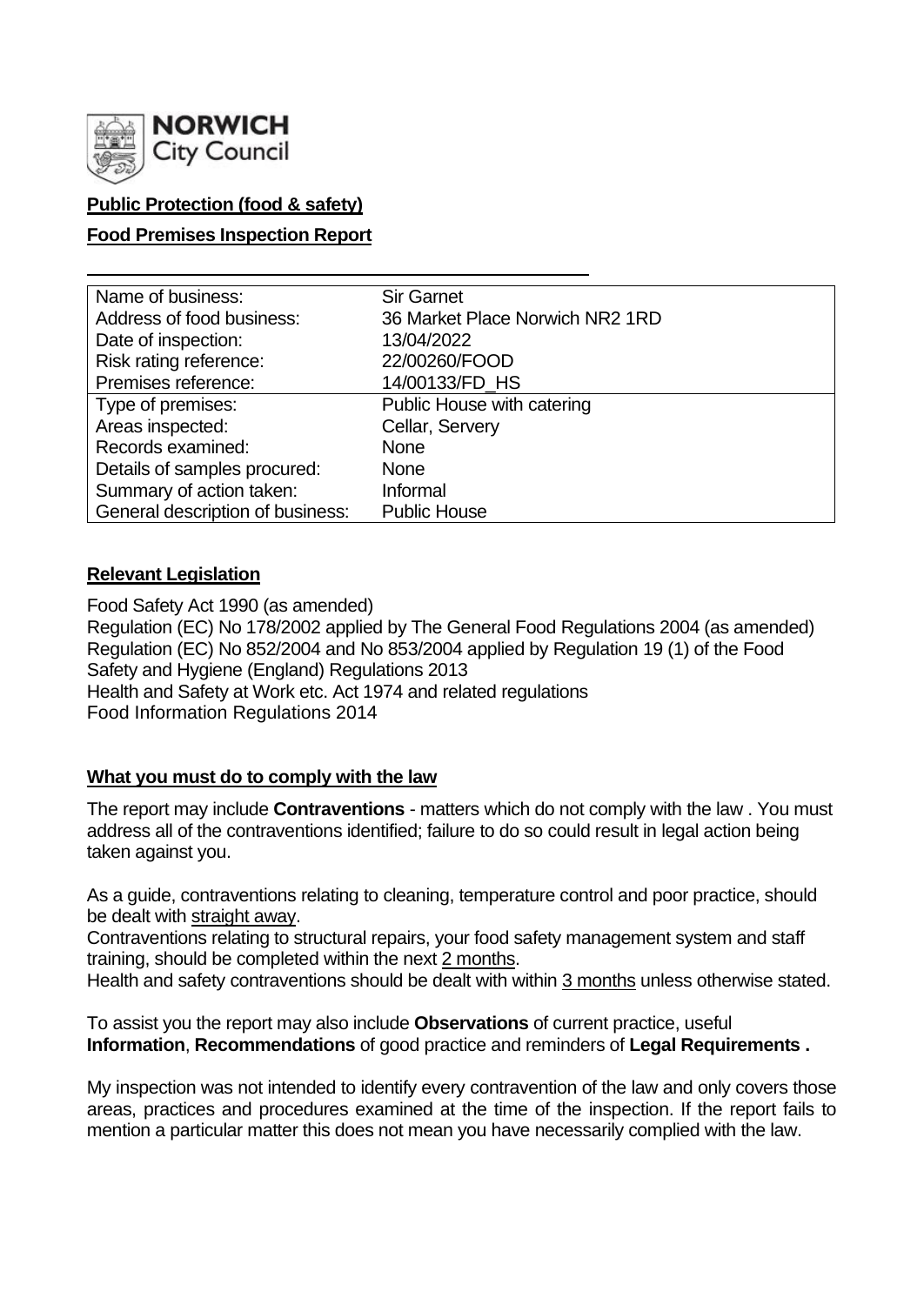NORWICH City Council

**Public Protection (food & safety)**

**Food Premises Inspection Report**

| | |
|---|---|
| Name of business: | Sir Garnet |
| Address of food business: | 36 Market Place Norwich NR2 1RD |
| Date of inspection: | 13/04/2022 |
| Risk rating reference: | 22/00260/FOOD |
| Premises reference: | 14/00133/FD_HS |
| Type of premises: | Public House with catering |
| Areas inspected: | Cellar, Servery |
| Records examined: | None |
| Details of samples procured: | None |
| Summary of action taken: | Informal |
| General description of business: | Public House |

## Relevant Legislation

Food Safety Act 1990 (as amended)
Regulation (EC) No 178/2002 applied by The General Food Regulations 2004 (as amended)
Regulation (EC) No 852/2004 and No 853/2004 applied by Regulation 19 (1) of the Food Safety and Hygiene (England) Regulations 2013
Health and Safety at Work etc. Act 1974 and related regulations
Food Information Regulations 2014

## What you must do to comply with the law

The report may include **Contraventions** - matters which do not comply with the law . You must address all of the contraventions identified; failure to do so could result in legal action being taken against you.

As a guide, contraventions relating to cleaning, temperature control and poor practice, should be dealt with straight away.
Contraventions relating to structural repairs, your food safety management system and staff training, should be completed within the next 2 months.
Health and safety contraventions should be dealt with within 3 months unless otherwise stated.

To assist you the report may also include **Observations** of current practice, useful **Information**, **Recommendations** of good practice and reminders of **Legal Requirements .**

My inspection was not intended to identify every contravention of the law and only covers those areas, practices and procedures examined at the time of the inspection. If the report fails to mention a particular matter this does not mean you have necessarily complied with the law.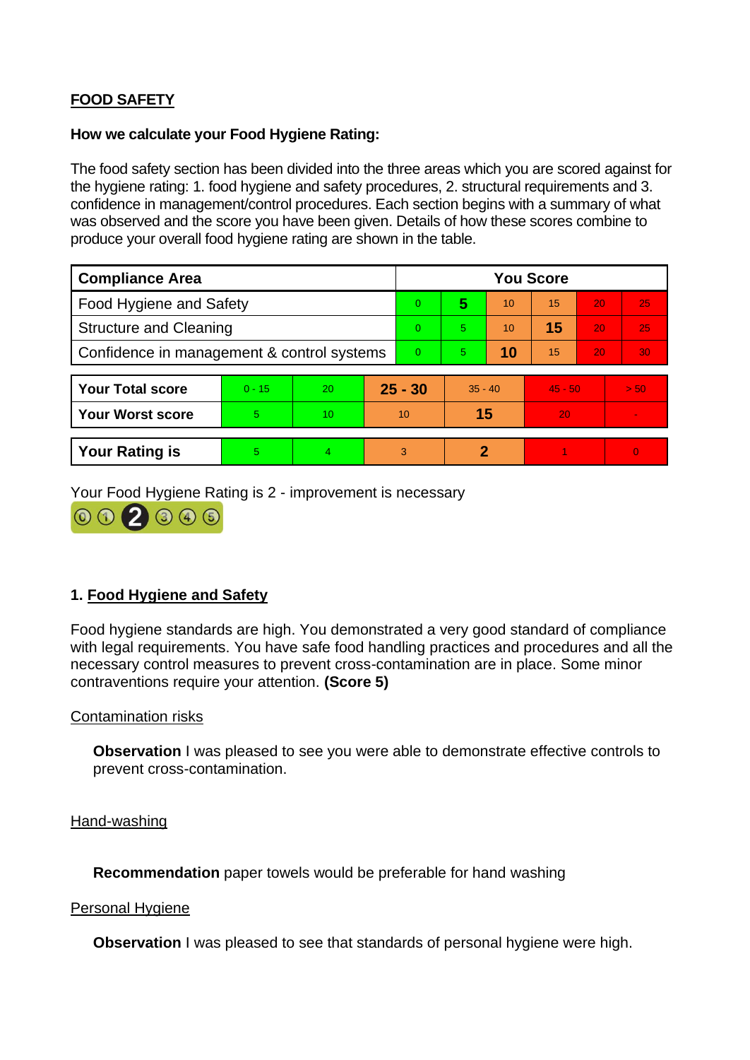**FOOD SAFETY**

**How we calculate your Food Hygiene Rating:**

The food safety section has been divided into the three areas which you are scored against for the hygiene rating: 1. food hygiene and safety procedures, 2. structural requirements and 3. confidence in management/control procedures. Each section begins with a summary of what was observed and the score you have been given. Details of how these scores combine to produce your overall food hygiene rating are shown in the table.

| Compliance Area | You Score | | | | | |
|---|---|---|---|---|---|---|
| Food Hygiene and Safety | 0 | **5** | 10 | 15 | 20 | 25 |
| Structure and Cleaning | 0 | 5 | 10 | **15** | 20 | 25 |
| Confidence in management & control systems | 0 | 5 | **10** | 15 | 20 | 30 |

| | | | | | | |
|---|---|---|---|---|---|---|
| **Your Total score** | 0 - 15 | 20 | **25 - 30** | 35 - 40 | 45 - 50 | > 50 |
| **Your Worst score** | 5 | 10 | 10 | **15** | 20 | - |
| **Your Rating is** | 5 | 4 | 3 | **2** | 1 | 0 |

Your Food Hygiene Rating is 2 - improvement is necessary

## 1. Food Hygiene and Safety

Food hygiene standards are high. You demonstrated a very good standard of compliance with legal requirements. You have safe food handling practices and procedures and all the necessary control measures to prevent cross-contamination are in place. Some minor contraventions require your attention. **(Score 5)**

Contamination risks

**Observation** I was pleased to see you were able to demonstrate effective controls to prevent cross-contamination.

Hand-washing

**Recommendation** paper towels would be preferable for hand washing

Personal Hygiene

**Observation** I was pleased to see that standards of personal hygiene were high.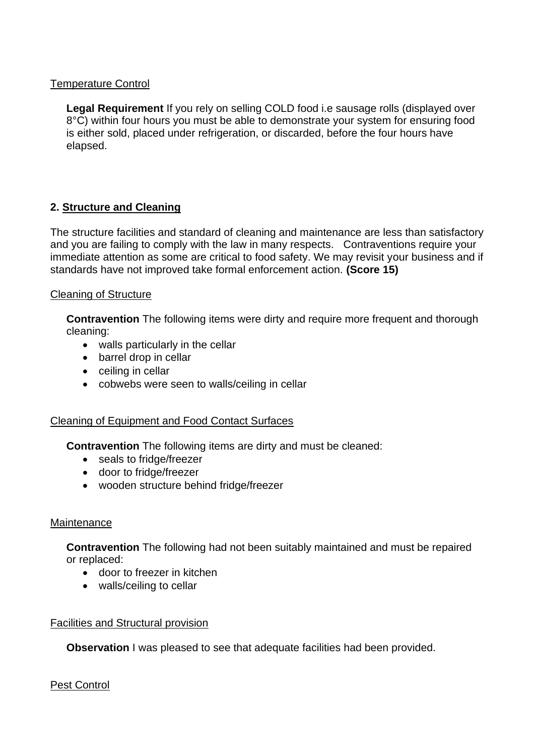Temperature Control

**Legal Requirement** If you rely on selling COLD food i.e sausage rolls (displayed over 8°C) within four hours you must be able to demonstrate your system for ensuring food is either sold, placed under refrigeration, or discarded, before the four hours have elapsed.

## 2. Structure and Cleaning

The structure facilities and standard of cleaning and maintenance are less than satisfactory and you are failing to comply with the law in many respects. Contraventions require your immediate attention as some are critical to food safety. We may revisit your business and if standards have not improved take formal enforcement action. **(Score 15)**

Cleaning of Structure

**Contravention** The following items were dirty and require more frequent and thorough cleaning:

- walls particularly in the cellar
- barrel drop in cellar
- ceiling in cellar
- cobwebs were seen to walls/ceiling in cellar

Cleaning of Equipment and Food Contact Surfaces

**Contravention** The following items are dirty and must be cleaned:

- seals to fridge/freezer
- door to fridge/freezer
- wooden structure behind fridge/freezer

Maintenance

**Contravention** The following had not been suitably maintained and must be repaired or replaced:

- door to freezer in kitchen
- walls/ceiling to cellar

Facilities and Structural provision

**Observation** I was pleased to see that adequate facilities had been provided.

Pest Control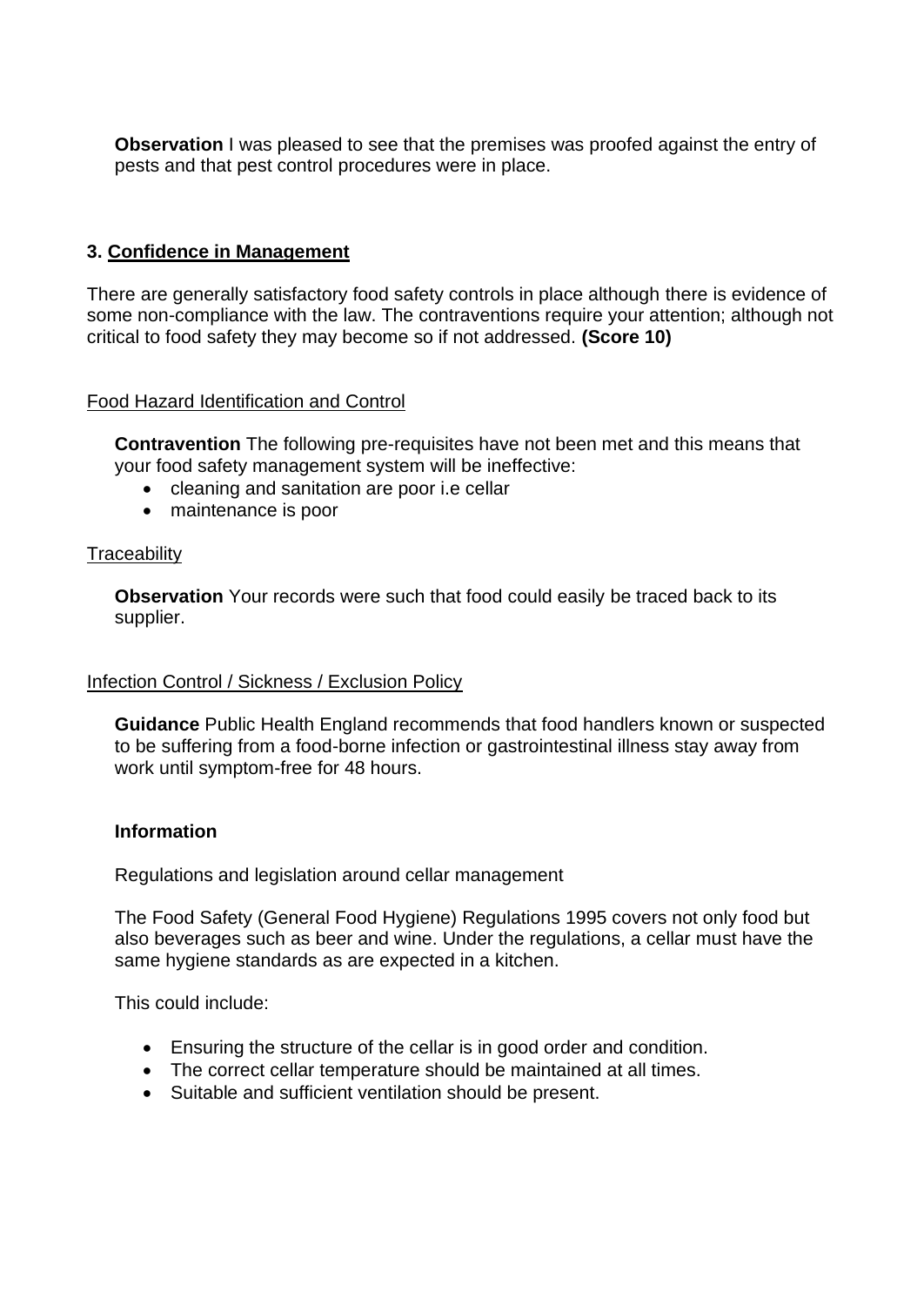**Observation** I was pleased to see that the premises was proofed against the entry of pests and that pest control procedures were in place.

### 3. Confidence in Management

There are generally satisfactory food safety controls in place although there is evidence of some non-compliance with the law. The contraventions require your attention; although not critical to food safety they may become so if not addressed. **(Score 10)**

Food Hazard Identification and Control

**Contravention** The following pre-requisites have not been met and this means that your food safety management system will be ineffective:

- cleaning and sanitation are poor i.e cellar
- maintenance is poor

Traceability

**Observation** Your records were such that food could easily be traced back to its supplier.

Infection Control / Sickness / Exclusion Policy

**Guidance** Public Health England recommends that food handlers known or suspected to be suffering from a food-borne infection or gastrointestinal illness stay away from work until symptom-free for 48 hours.

**Information**

Regulations and legislation around cellar management

The Food Safety (General Food Hygiene) Regulations 1995 covers not only food but also beverages such as beer and wine. Under the regulations, a cellar must have the same hygiene standards as are expected in a kitchen.

This could include:

- Ensuring the structure of the cellar is in good order and condition.
- The correct cellar temperature should be maintained at all times.
- Suitable and sufficient ventilation should be present.